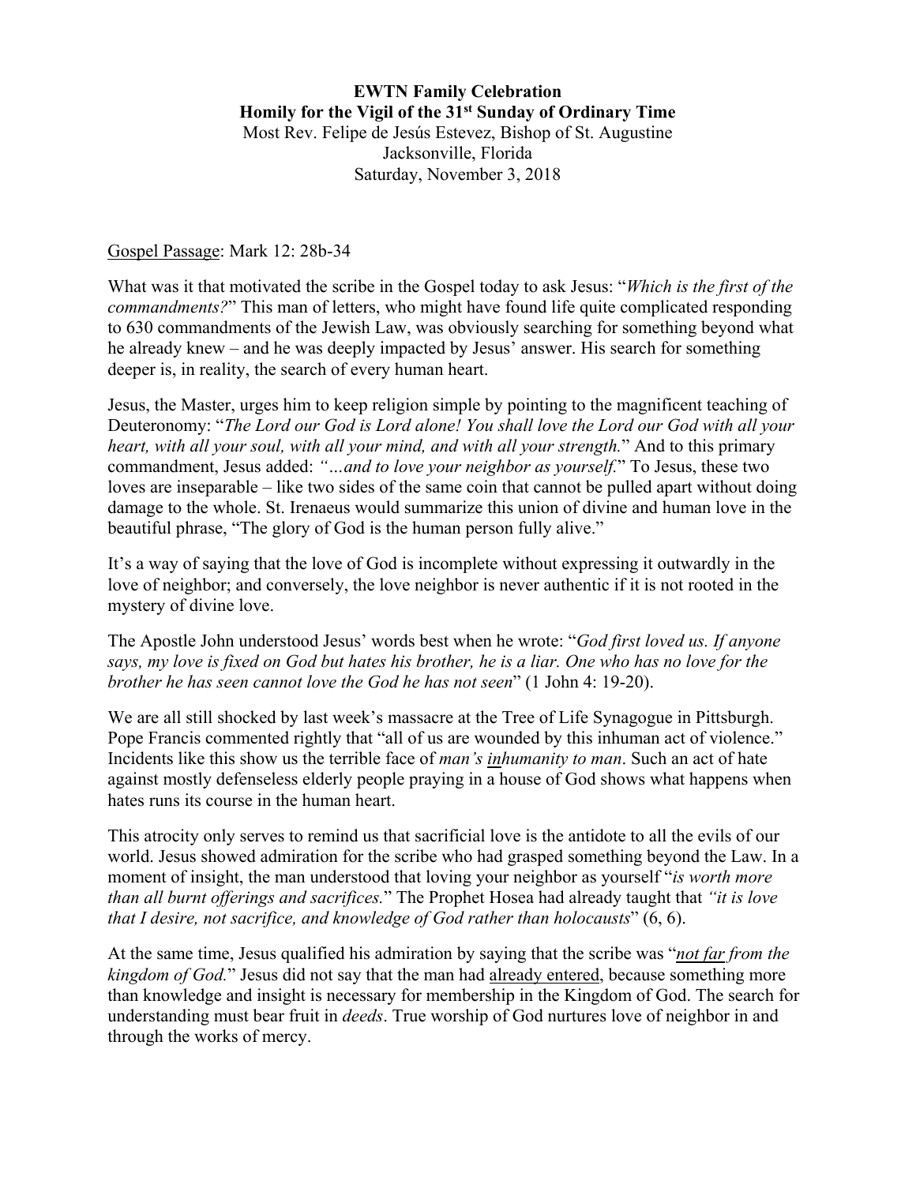**EWTN Family Celebration**
**Homily for the Vigil of the 31st Sunday of Ordinary Time**
Most Rev. Felipe de Jesús Estevez, Bishop of St. Augustine
Jacksonville, Florida
Saturday, November 3, 2018

Gospel Passage: Mark 12: 28b-34

What was it that motivated the scribe in the Gospel today to ask Jesus: "*Which is the first of the commandments?*" This man of letters, who might have found life quite complicated responding to 630 commandments of the Jewish Law, was obviously searching for something beyond what he already knew – and he was deeply impacted by Jesus' answer. His search for something deeper is, in reality, the search of every human heart.

Jesus, the Master, urges him to keep religion simple by pointing to the magnificent teaching of Deuteronomy: "*The Lord our God is Lord alone! You shall love the Lord our God with all your heart, with all your soul, with all your mind, and with all your strength.*" And to this primary commandment, Jesus added: *"…and to love your neighbor as yourself.*" To Jesus, these two loves are inseparable – like two sides of the same coin that cannot be pulled apart without doing damage to the whole. St. Irenaeus would summarize this union of divine and human love in the beautiful phrase, "The glory of God is the human person fully alive."

It's a way of saying that the love of God is incomplete without expressing it outwardly in the love of neighbor; and conversely, the love neighbor is never authentic if it is not rooted in the mystery of divine love.

The Apostle John understood Jesus' words best when he wrote: "*God first loved us. If anyone says, my love is fixed on God but hates his brother, he is a liar. One who has no love for the brother he has seen cannot love the God he has not seen*" (1 John 4: 19-20).

We are all still shocked by last week's massacre at the Tree of Life Synagogue in Pittsburgh. Pope Francis commented rightly that "all of us are wounded by this inhuman act of violence." Incidents like this show us the terrible face of *man's inhumanity to man*. Such an act of hate against mostly defenseless elderly people praying in a house of God shows what happens when hates runs its course in the human heart.

This atrocity only serves to remind us that sacrificial love is the antidote to all the evils of our world. Jesus showed admiration for the scribe who had grasped something beyond the Law. In a moment of insight, the man understood that loving your neighbor as yourself "*is worth more than all burnt offerings and sacrifices.*" The Prophet Hosea had already taught that *"it is love that I desire, not sacrifice, and knowledge of God rather than holocausts*" (6, 6).

At the same time, Jesus qualified his admiration by saying that the scribe was "*not far from the kingdom of God.*" Jesus did not say that the man had already entered, because something more than knowledge and insight is necessary for membership in the Kingdom of God. The search for understanding must bear fruit in *deeds*. True worship of God nurtures love of neighbor in and through the works of mercy.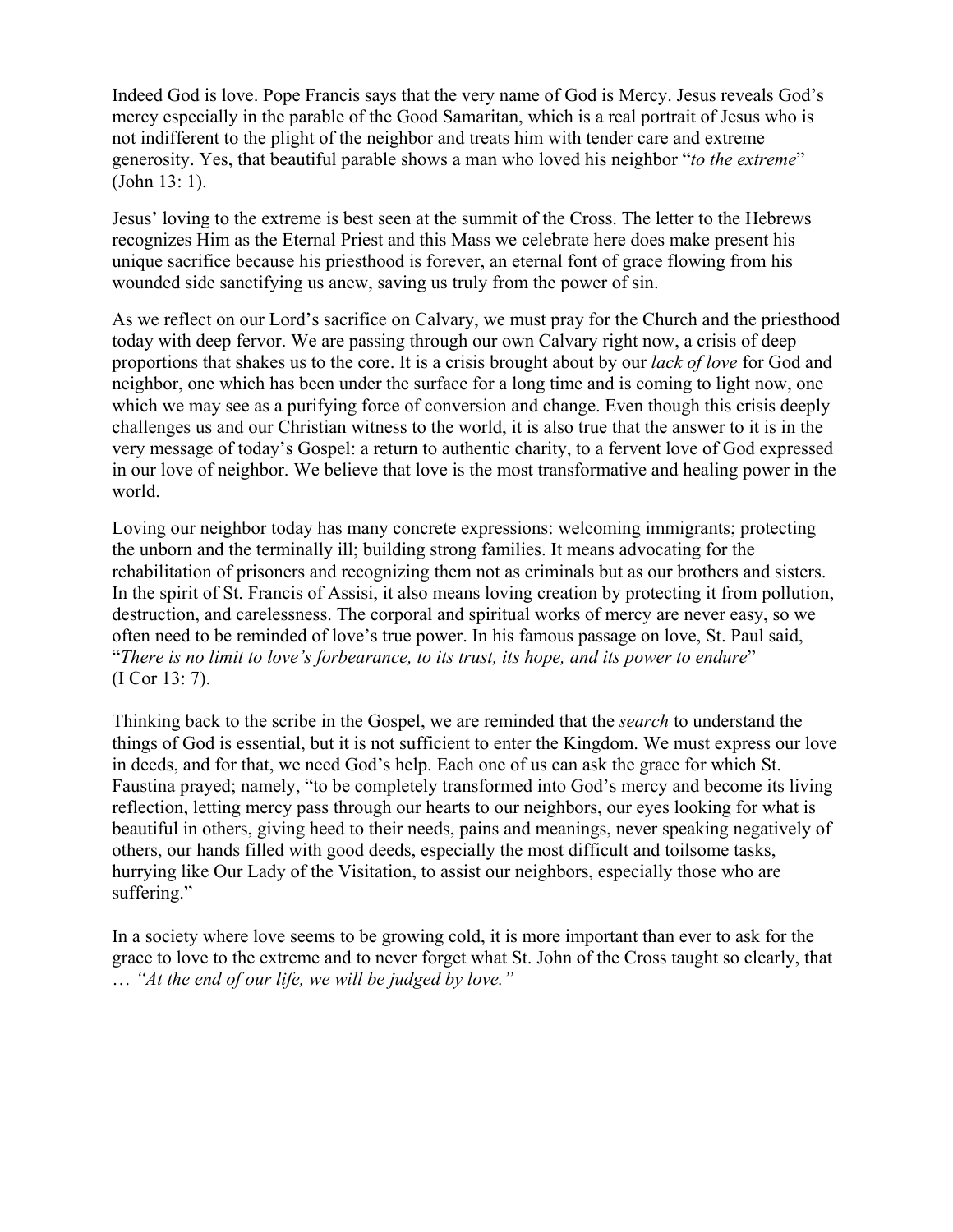Indeed God is love. Pope Francis says that the very name of God is Mercy. Jesus reveals God's mercy especially in the parable of the Good Samaritan, which is a real portrait of Jesus who is not indifferent to the plight of the neighbor and treats him with tender care and extreme generosity. Yes, that beautiful parable shows a man who loved his neighbor "*to the extreme*" (John 13: 1).

Jesus' loving to the extreme is best seen at the summit of the Cross. The letter to the Hebrews recognizes Him as the Eternal Priest and this Mass we celebrate here does make present his unique sacrifice because his priesthood is forever, an eternal font of grace flowing from his wounded side sanctifying us anew, saving us truly from the power of sin.

As we reflect on our Lord's sacrifice on Calvary, we must pray for the Church and the priesthood today with deep fervor. We are passing through our own Calvary right now, a crisis of deep proportions that shakes us to the core. It is a crisis brought about by our *lack of love* for God and neighbor, one which has been under the surface for a long time and is coming to light now, one which we may see as a purifying force of conversion and change. Even though this crisis deeply challenges us and our Christian witness to the world, it is also true that the answer to it is in the very message of today's Gospel: a return to authentic charity, to a fervent love of God expressed in our love of neighbor. We believe that love is the most transformative and healing power in the world.

Loving our neighbor today has many concrete expressions: welcoming immigrants; protecting the unborn and the terminally ill; building strong families. It means advocating for the rehabilitation of prisoners and recognizing them not as criminals but as our brothers and sisters. In the spirit of St. Francis of Assisi, it also means loving creation by protecting it from pollution, destruction, and carelessness. The corporal and spiritual works of mercy are never easy, so we often need to be reminded of love's true power. In his famous passage on love, St. Paul said, "*There is no limit to love's forbearance, to its trust, its hope, and its power to endure*" (I Cor 13: 7).

Thinking back to the scribe in the Gospel, we are reminded that the *search* to understand the things of God is essential, but it is not sufficient to enter the Kingdom. We must express our love in deeds, and for that, we need God's help. Each one of us can ask the grace for which St. Faustina prayed; namely, "to be completely transformed into God's mercy and become its living reflection, letting mercy pass through our hearts to our neighbors, our eyes looking for what is beautiful in others, giving heed to their needs, pains and meanings, never speaking negatively of others, our hands filled with good deeds, especially the most difficult and toilsome tasks, hurrying like Our Lady of the Visitation, to assist our neighbors, especially those who are suffering."

In a society where love seems to be growing cold, it is more important than ever to ask for the grace to love to the extreme and to never forget what St. John of the Cross taught so clearly, that … *"At the end of our life, we will be judged by love."*